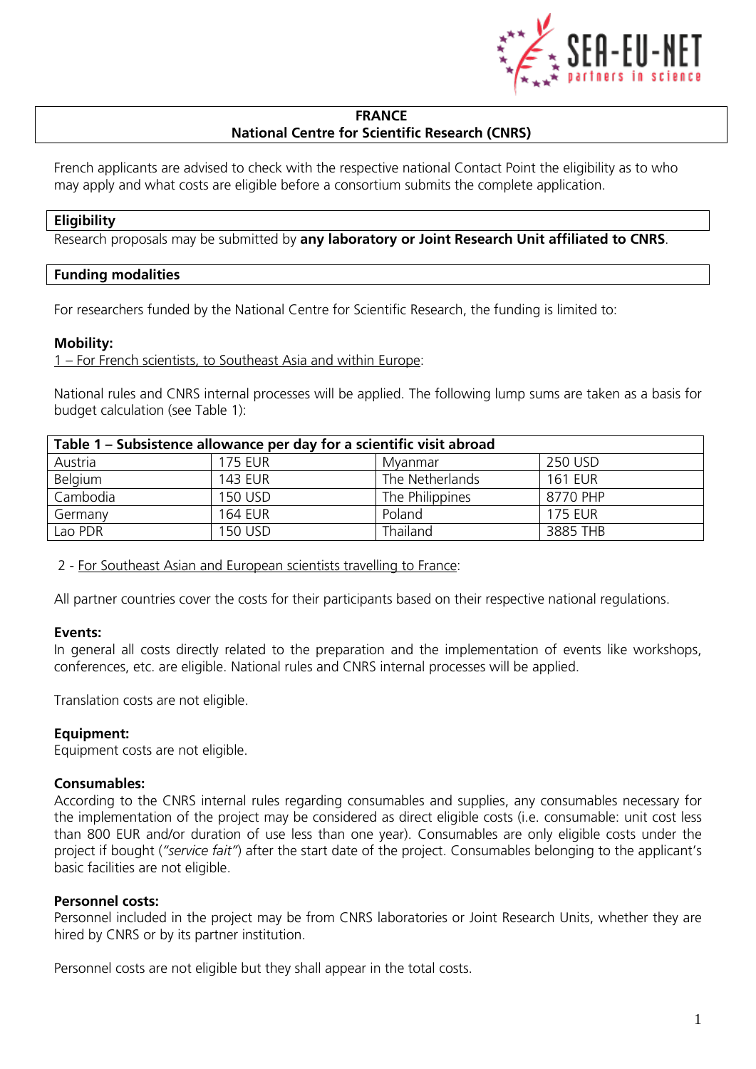# FRANCE
## National Centre for Scientific Research (CNRS)

French applicants are advised to check with the respective national Contact Point the eligibility as to who may apply and what costs are eligible before a consortium submits the complete application.

### Eligibility

Research proposals may be submitted by **any laboratory or Joint Research Unit affiliated to CNRS**.

### Funding modalities

For researchers funded by the National Centre for Scientific Research, the funding is limited to:

**Mobility:**

1 – For French scientists, to Southeast Asia and within Europe:

National rules and CNRS internal processes will be applied. The following lump sums are taken as a basis for budget calculation (see Table 1):

| Table 1 – Subsistence allowance per day for a scientific visit abroad | | | |
|---|---|---|---|
| Austria | 175 EUR | Myanmar | 250 USD |
| Belgium | 143 EUR | The Netherlands | 161 EUR |
| Cambodia | 150 USD | The Philippines | 8770 PHP |
| Germany | 164 EUR | Poland | 175 EUR |
| Lao PDR | 150 USD | Thailand | 3885 THB |

2 - For Southeast Asian and European scientists travelling to France:

All partner countries cover the costs for their participants based on their respective national regulations.

**Events:**

In general all costs directly related to the preparation and the implementation of events like workshops, conferences, etc. are eligible. National rules and CNRS internal processes will be applied.

Translation costs are not eligible.

**Equipment:**

Equipment costs are not eligible.

**Consumables:**

According to the CNRS internal rules regarding consumables and supplies, any consumables necessary for the implementation of the project may be considered as direct eligible costs (i.e. consumable: unit cost less than 800 EUR and/or duration of use less than one year). Consumables are only eligible costs under the project if bought (*"service fait"*) after the start date of the project. Consumables belonging to the applicant's basic facilities are not eligible.

**Personnel costs:**

Personnel included in the project may be from CNRS laboratories or Joint Research Units, whether they are hired by CNRS or by its partner institution.

Personnel costs are not eligible but they shall appear in the total costs.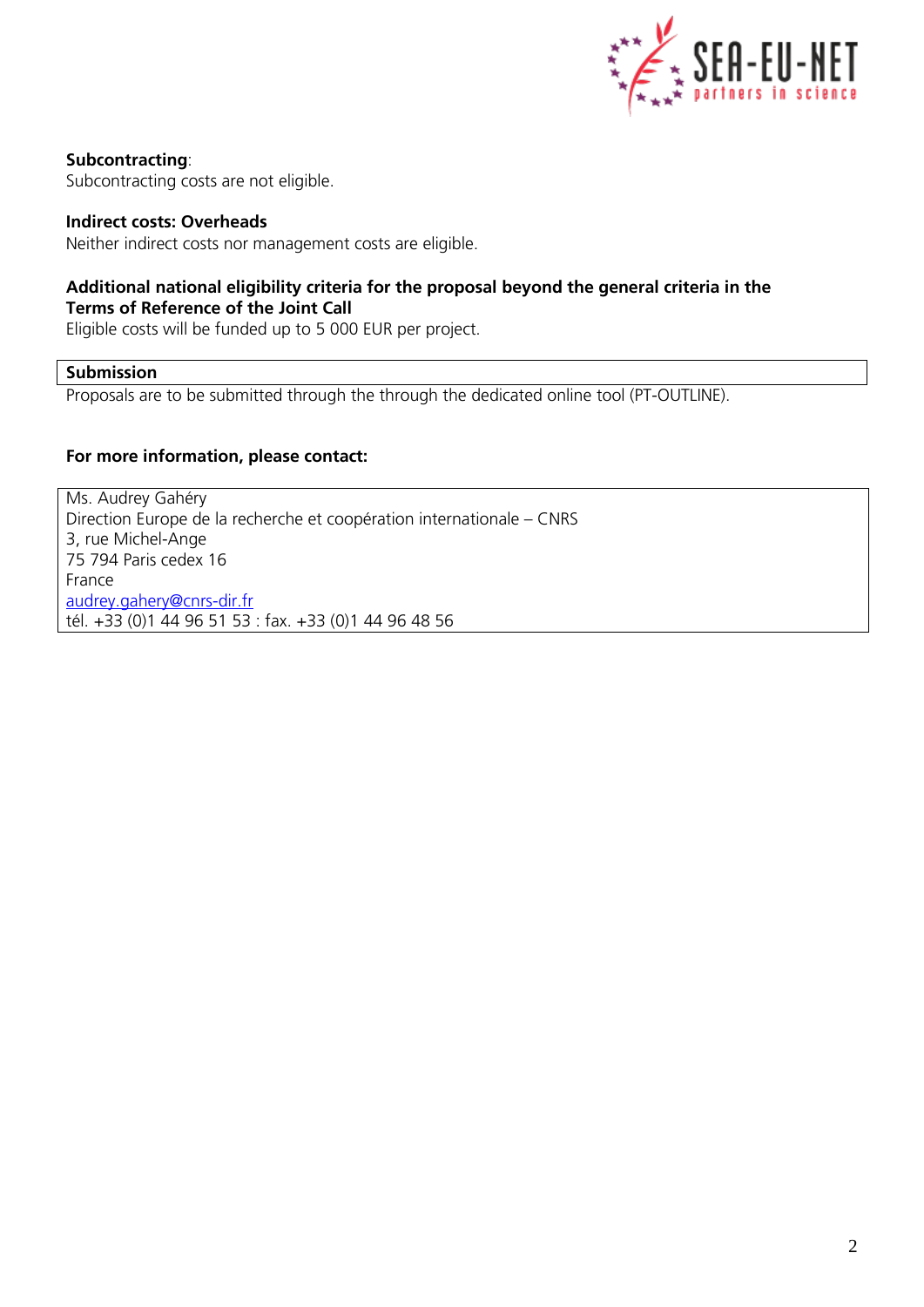**Subcontracting**:
Subcontracting costs are not eligible.

**Indirect costs: Overheads**
Neither indirect costs nor management costs are eligible.

**Additional national eligibility criteria for the proposal beyond the general criteria in the Terms of Reference of the Joint Call**
Eligible costs will be funded up to 5 000 EUR per project.

**Submission**
Proposals are to be submitted through the through the dedicated online tool (PT-OUTLINE).

**For more information, please contact:**

Ms. Audrey Gahéry
Direction Europe de la recherche et coopération internationale – CNRS
3, rue Michel-Ange
75 794 Paris cedex 16
France
audrey.gahery@cnrs-dir.fr
tél. +33 (0)1 44 96 51 53 : fax. +33 (0)1 44 96 48 56